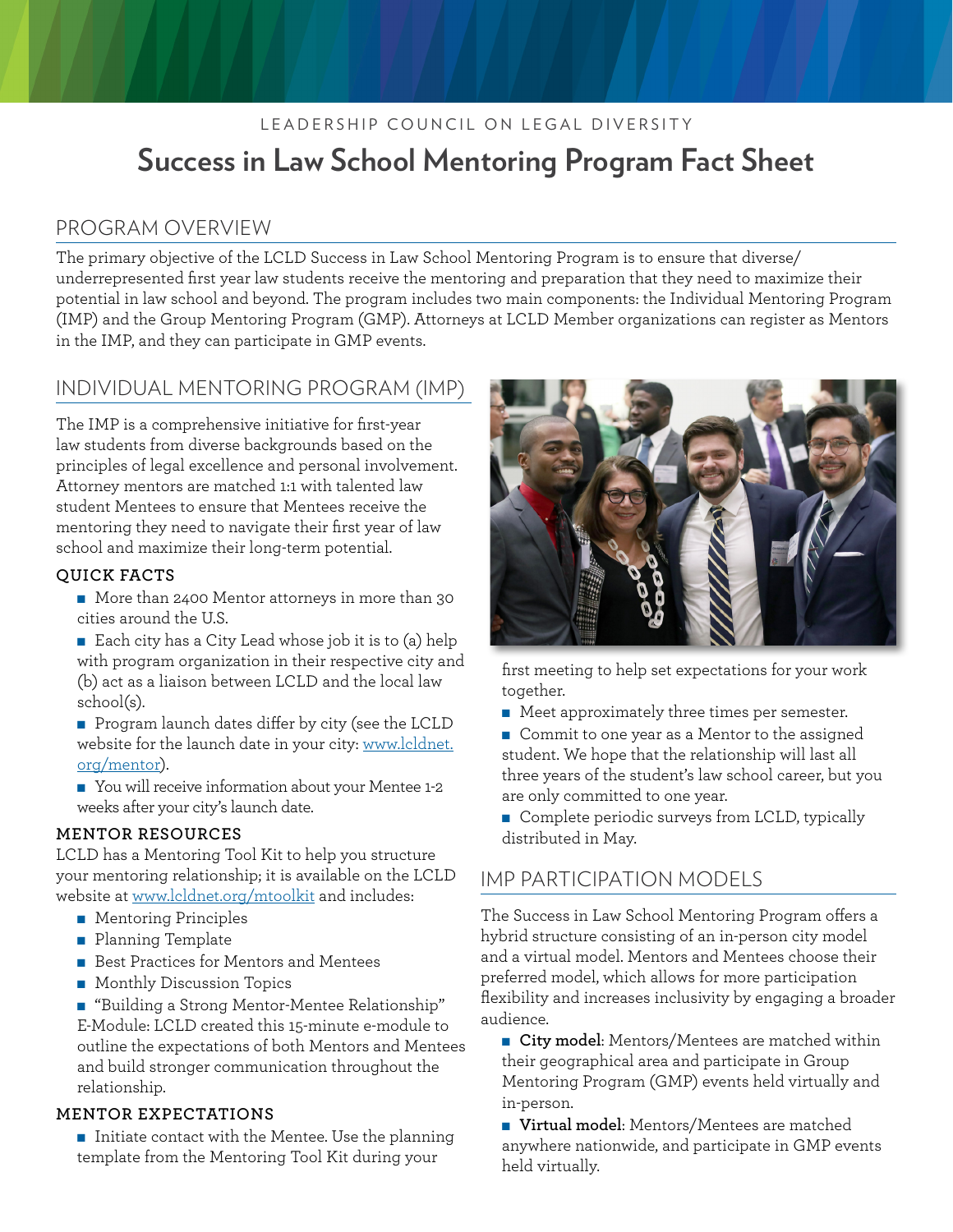LEADERSHIP COUNCIL ON LEGAL DIVERSITY

# Success in Law School Mentoring Program Fact Sheet

## PROGRAM OVERVIEW

The primary objective of the LCLD Success in Law School Mentoring Program is to ensure that diverse/underrepresented first year law students receive the mentoring and preparation that they need to maximize their potential in law school and beyond. The program includes two main components: the Individual Mentoring Program (IMP) and the Group Mentoring Program (GMP). Attorneys at LCLD Member organizations can register as Mentors in the IMP, and they can participate in GMP events.

## INDIVIDUAL MENTORING PROGRAM (IMP)

The IMP is a comprehensive initiative for first-year law students from diverse backgrounds based on the principles of legal excellence and personal involvement. Attorney mentors are matched 1:1 with talented law student Mentees to ensure that Mentees receive the mentoring they need to navigate their first year of law school and maximize their long-term potential.

### QUICK FACTS

- More than 2400 Mentor attorneys in more than 30 cities around the U.S.
- Each city has a City Lead whose job it is to (a) help with program organization in their respective city and (b) act as a liaison between LCLD and the local law school(s).
- Program launch dates differ by city (see the LCLD website for the launch date in your city: [www.lcldnet.org/mentor](www.lcldnet.org/mentor)).
- You will receive information about your Mentee 1-2 weeks after your city's launch date.

### MENTOR RESOURCES

LCLD has a Mentoring Tool Kit to help you structure your mentoring relationship; it is available on the LCLD website at [www.lcldnet.org/mtoolkit](www.lcldnet.org/mtoolkit) and includes:

- Mentoring Principles
- Planning Template
- Best Practices for Mentors and Mentees
- Monthly Discussion Topics
- "Building a Strong Mentor-Mentee Relationship" E-Module: LCLD created this 15-minute e-module to outline the expectations of both Mentors and Mentees and build stronger communication throughout the relationship.

### MENTOR EXPECTATIONS

- Initiate contact with the Mentee. Use the planning template from the Mentoring Tool Kit during your first meeting to help set expectations for your work together.
- Meet approximately three times per semester.
- Commit to one year as a Mentor to the assigned student. We hope that the relationship will last all three years of the student's law school career, but you are only committed to one year.
- Complete periodic surveys from LCLD, typically distributed in May.

## IMP PARTICIPATION MODELS

The Success in Law School Mentoring Program offers a hybrid structure consisting of an in-person city model and a virtual model. Mentors and Mentees choose their preferred model, which allows for more participation flexibility and increases inclusivity by engaging a broader audience.

- **City model**: Mentors/Mentees are matched within their geographical area and participate in Group Mentoring Program (GMP) events held virtually and in-person.
- **Virtual model**: Mentors/Mentees are matched anywhere nationwide, and participate in GMP events held virtually.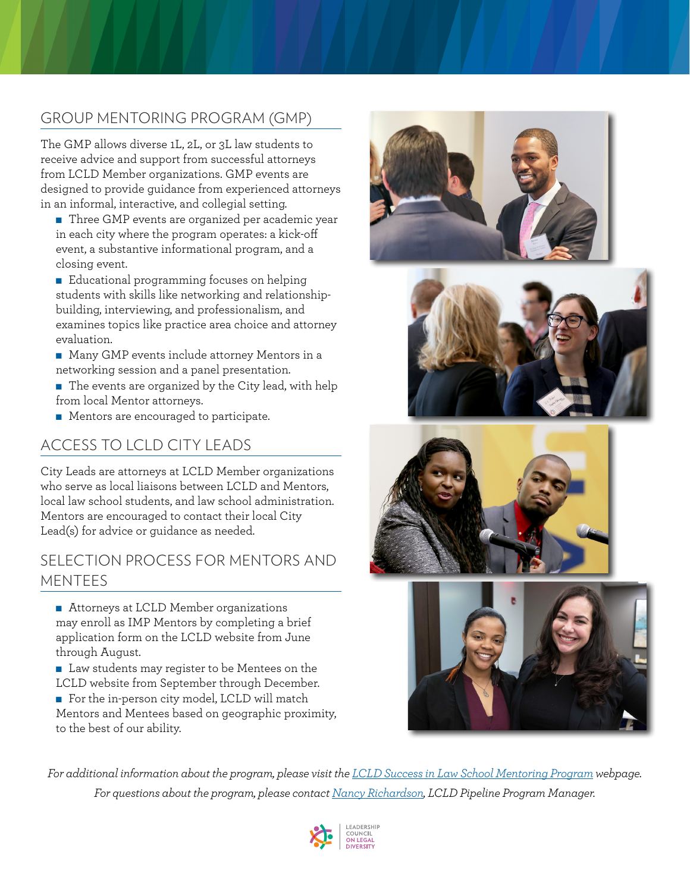## GROUP MENTORING PROGRAM (GMP)

The GMP allows diverse 1L, 2L, or 3L law students to receive advice and support from successful attorneys from LCLD Member organizations. GMP events are designed to provide guidance from experienced attorneys in an informal, interactive, and collegial setting.

- Three GMP events are organized per academic year in each city where the program operates: a kick-off event, a substantive informational program, and a closing event.
- Educational programming focuses on helping students with skills like networking and relationship-building, interviewing, and professionalism, and examines topics like practice area choice and attorney evaluation.
- Many GMP events include attorney Mentors in a networking session and a panel presentation.
- The events are organized by the City lead, with help from local Mentor attorneys.
- Mentors are encouraged to participate.

## ACCESS TO LCLD CITY LEADS

City Leads are attorneys at LCLD Member organizations who serve as local liaisons between LCLD and Mentors, local law school students, and law school administration. Mentors are encouraged to contact their local City Lead(s) for advice or guidance as needed.

## SELECTION PROCESS FOR MENTORS AND MENTEES

- Attorneys at LCLD Member organizations may enroll as IMP Mentors by completing a brief application form on the LCLD website from June through August.
- Law students may register to be Mentees on the LCLD website from September through December.
- For the in-person city model, LCLD will match Mentors and Mentees based on geographic proximity, to the best of our ability.

*For additional information about the program, please visit the LCLD Success in Law School Mentoring Program webpage.*

*For questions about the program, please contact Nancy Richardson, LCLD Pipeline Program Manager.*